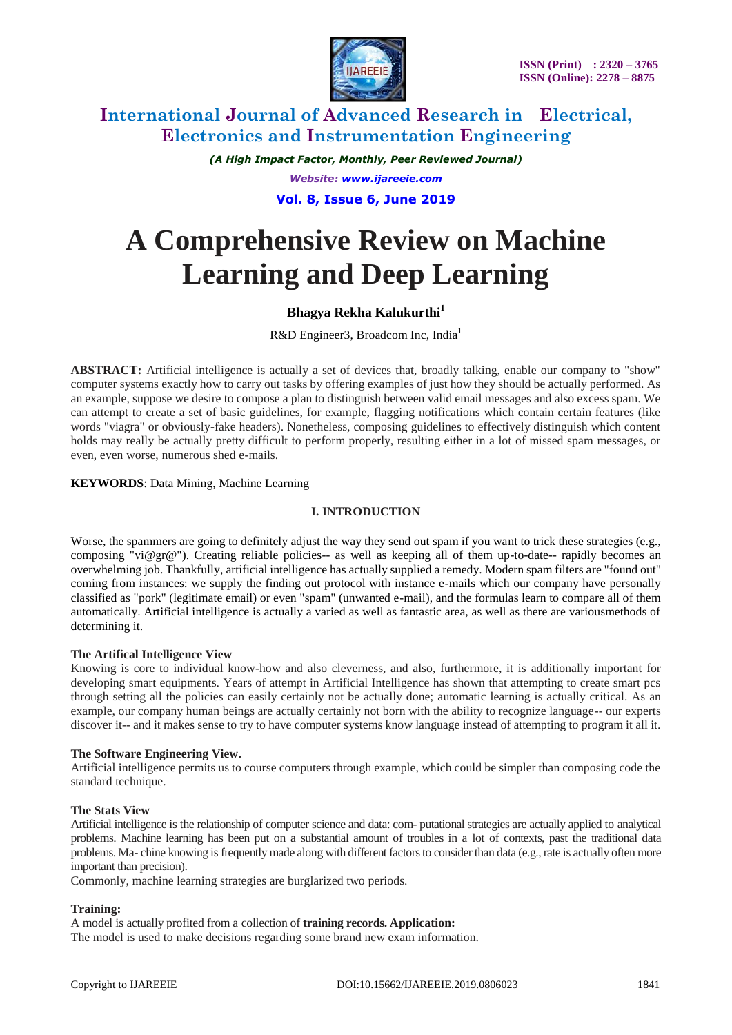# A Comprehensive Review on Machine Learning and Deep Learning

**Bhagya Rekha Kalukurthi**[1]

R&D Engineer3, Broadcom Inc, India[1]

**ABSTRACT:** Artificial intelligence is actually a set of devices that, broadly talking, enable our company to "show" computer systems exactly how to carry out tasks by offering examples of just how they should be actually performed. As an example, suppose we desire to compose a plan to distinguish between valid email messages and also excess spam. We can attempt to create a set of basic guidelines, for example, flagging notifications which contain certain features (like words "viagra" or obviously-fake headers). Nonetheless, composing guidelines to effectively distinguish which content holds may really be actually pretty difficult to perform properly, resulting either in a lot of missed spam messages, or even, even worse, numerous shed e-mails.

**KEYWORDS**: Data Mining, Machine Learning

## I. INTRODUCTION

Worse, the spammers are going to definitely adjust the way they send out spam if you want to trick these strategies (e.g., composing "vi@gr@"). Creating reliable policies-- as well as keeping all of them up-to-date-- rapidly becomes an overwhelming job. Thankfully, artificial intelligence has actually supplied a remedy. Modern spam filters are "found out" coming from instances: we supply the finding out protocol with instance e-mails which our company have personally classified as "pork" (legitimate email) or even "spam" (unwanted e-mail), and the formulas learn to compare all of them automatically. Artificial intelligence is actually a varied as well as fantastic area, as well as there are variousmethods of determining it.

### The Artifical Intelligence View

Knowing is core to individual know-how and also cleverness, and also, furthermore, it is additionally important for developing smart equipments. Years of attempt in Artificial Intelligence has shown that attempting to create smart pcs through setting all the policies can easily certainly not be actually done; automatic learning is actually critical. As an example, our company human beings are actually certainly not born with the ability to recognize language-- our experts discover it-- and it makes sense to try to have computer systems know language instead of attempting to program it all it.

### The Software Engineering View.

Artificial intelligence permits us to course computers through example, which could be simpler than composing code the standard technique.

### The Stats View

Artificial intelligence is the relationship of computer science and data: com- putational strategies are actually applied to analytical problems. Machine learning has been put on a substantial amount of troubles in a lot of contexts, past the traditional data problems. Ma- chine knowing is frequently made along with different factors to consider than data (e.g., rate is actually often more important than precision).

Commonly, machine learning strategies are burglarized two periods.

**Training:**

A model is actually profited from a collection of **training records. Application:**

The model is used to make decisions regarding some brand new exam information.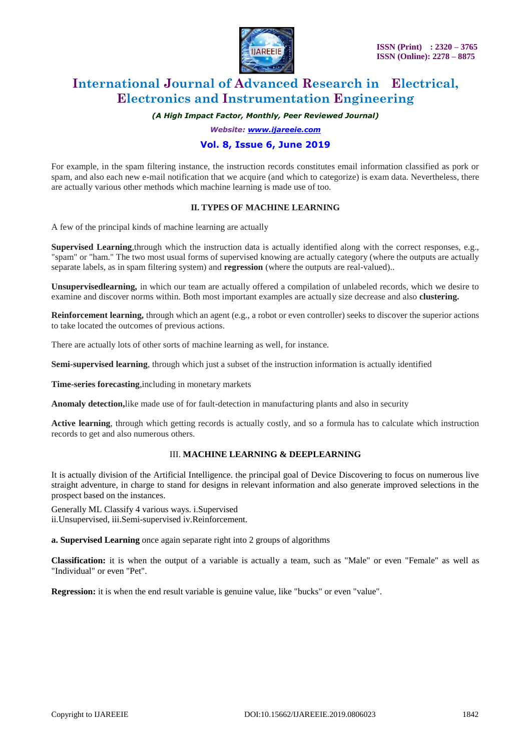For example, in the spam filtering instance, the instruction records constitutes email information classified as pork or spam, and also each new e-mail notification that we acquire (and which to categorize) is exam data. Nevertheless, there are actually various other methods which machine learning is made use of too.

## II. TYPES OF MACHINE LEARNING

A few of the principal kinds of machine learning are actually

**Supervised Learning**,through which the instruction data is actually identified along with the correct responses, e.g., "spam" or "ham." The two most usual forms of supervised knowing are actually category (where the outputs are actually separate labels, as in spam filtering system) and **regression** (where the outputs are real-valued)..

**Unsupervisedlearning,** in which our team are actually offered a compilation of unlabeled records, which we desire to examine and discover norms within. Both most important examples are actually size decrease and also **clustering.**

**Reinforcement learning,** through which an agent (e.g., a robot or even controller) seeks to discover the superior actions to take located the outcomes of previous actions.

There are actually lots of other sorts of machine learning as well, for instance.

**Semi-supervised learning**, through which just a subset of the instruction information is actually identified

**Time-series forecasting**,including in monetary markets

**Anomaly detection,**like made use of for fault-detection in manufacturing plants and also in security

**Active learning**, through which getting records is actually costly, and so a formula has to calculate which instruction records to get and also numerous others.

## III. MACHINE LEARNING & DEEPLEARNING

It is actually division of the Artificial Intelligence. the principal goal of Device Discovering to focus on numerous live straight adventure, in charge to stand for designs in relevant information and also generate improved selections in the prospect based on the instances.

Generally ML Classify 4 various ways. i.Supervised
ii.Unsupervised, iii.Semi-supervised iv.Reinforcement.

**a. Supervised Learning** once again separate right into 2 groups of algorithms

**Classification:** it is when the output of a variable is actually a team, such as "Male" or even "Female" as well as "Individual" or even "Pet".

**Regression:** it is when the end result variable is genuine value, like "bucks" or even "value".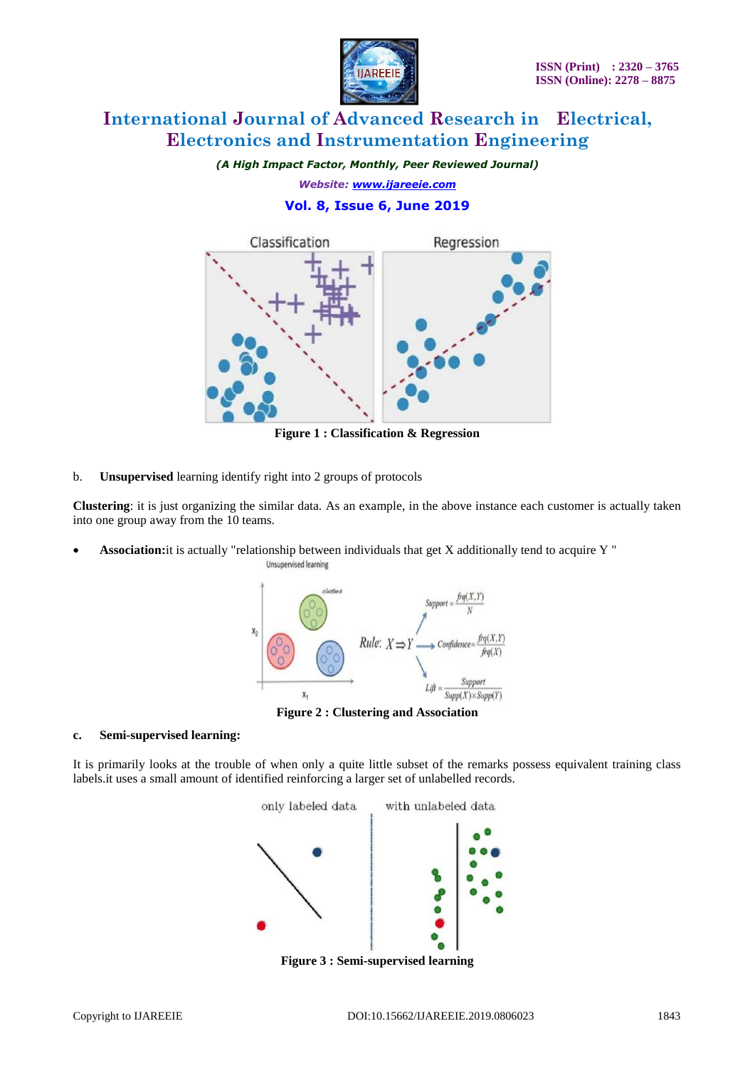Figure 1 : Classification & Regression

b. **Unsupervised** learning identify right into 2 groups of protocols

**Clustering**: it is just organizing the similar data. As an example, in the above instance each customer is actually taken into one group away from the 10 teams.

- **Association:**it is actually "relationship between individuals that get X additionally tend to acquire Y "

Figure 2 : Clustering and Association

**c. Semi-supervised learning:**

It is primarily looks at the trouble of when only a quite little subset of the remarks possess equivalent training class labels.it uses a small amount of identified reinforcing a larger set of unlabelled records.

Figure 3 : Semi-supervised learning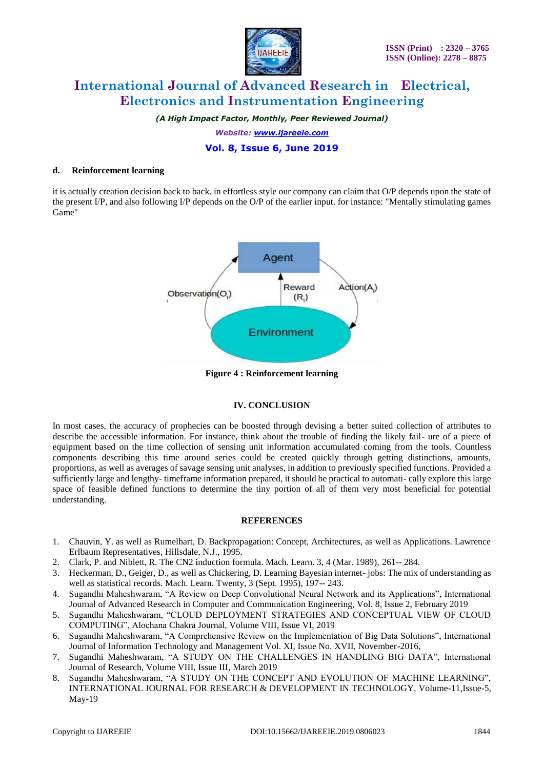**d. Reinforcement learning**

it is actually creation decision back to back. in effortless style our company can claim that O/P depends upon the state of the present I/P, and also following I/P depends on the O/P of the earlier input. for instance: "Mentally stimulating games Game"

**Figure 4 : Reinforcement learning**

## IV. CONCLUSION

In most cases, the accuracy of prophecies can be boosted through devising a better suited collection of attributes to describe the accessible information. For instance, think about the trouble of finding the likely fail- ure of a piece of equipment based on the time collection of sensing unit information accumulated coming from the tools. Countless components describing this time around series could be created quickly through getting distinctions, amounts, proportions, as well as averages of savage sensing unit analyses, in addition to previously specified functions. Provided a sufficiently large and lengthy- timeframe information prepared, it should be practical to automati- cally explore this large space of feasible defined functions to determine the tiny portion of all of them very most beneficial for potential understanding.

## REFERENCES

1. Chauvin, Y. as well as Rumelhart, D. Backpropagation: Concept, Architectures, as well as Applications. Lawrence Erlbaum Representatives, Hillsdale, N.J., 1995.
2. Clark, P. and Niblett, R. The CN2 induction formula. Mach. Learn. 3, 4 (Mar. 1989), 261-- 284.
3. Heckerman, D., Geiger, D., as well as Chickering, D. Learning Bayesian internet- jobs: The mix of understanding as well as statistical records. Mach. Learn. Twenty, 3 (Sept. 1995), 197-- 243.
4. Sugandhi Maheshwaram, "A Review on Deep Convolutional Neural Network and its Applications", International Journal of Advanced Research in Computer and Communication Engineering, Vol. 8, Issue 2, February 2019
5. Sugandhi Maheshwaram, "CLOUD DEPLOYMENT STRATEGIES AND CONCEPTUAL VIEW OF CLOUD COMPUTING", Alochana Chakra Journal, Volume VIII, Issue VI, 2019
6. Sugandhi Maheshwaram, "A Comprehensive Review on the Implementation of Big Data Solutions", International Journal of Information Technology and Management Vol. XI, Issue No. XVII, November-2016,
7. Sugandhi Maheshwaram, "A STUDY ON THE CHALLENGES IN HANDLING BIG DATA", International Journal of Research, Volume VIII, Issue III, March 2019
8. Sugandhi Maheshwaram, "A STUDY ON THE CONCEPT AND EVOLUTION OF MACHINE LEARNING", INTERNATIONAL JOURNAL FOR RESEARCH & DEVELOPMENT IN TECHNOLOGY, Volume-11,Issue-5, May-19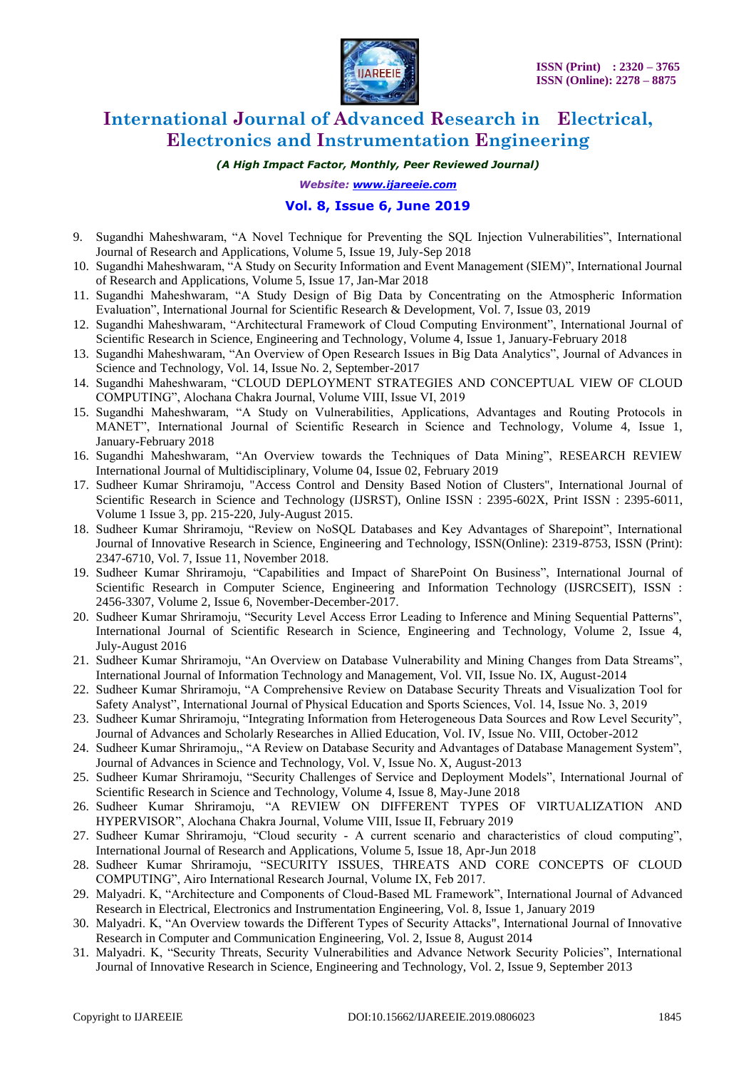9. Sugandhi Maheshwaram, “A Novel Technique for Preventing the SQL Injection Vulnerabilities”, International Journal of Research and Applications, Volume 5, Issue 19, July-Sep 2018
10. Sugandhi Maheshwaram, “A Study on Security Information and Event Management (SIEM)”, International Journal of Research and Applications, Volume 5, Issue 17, Jan-Mar 2018
11. Sugandhi Maheshwaram, “A Study Design of Big Data by Concentrating on the Atmospheric Information Evaluation”, International Journal for Scientific Research & Development, Vol. 7, Issue 03, 2019
12. Sugandhi Maheshwaram, “Architectural Framework of Cloud Computing Environment”, International Journal of Scientific Research in Science, Engineering and Technology, Volume 4, Issue 1, January-February 2018
13. Sugandhi Maheshwaram, “An Overview of Open Research Issues in Big Data Analytics”, Journal of Advances in Science and Technology, Vol. 14, Issue No. 2, September-2017
14. Sugandhi Maheshwaram, “CLOUD DEPLOYMENT STRATEGIES AND CONCEPTUAL VIEW OF CLOUD COMPUTING”, Alochana Chakra Journal, Volume VIII, Issue VI, 2019
15. Sugandhi Maheshwaram, “A Study on Vulnerabilities, Applications, Advantages and Routing Protocols in MANET”, International Journal of Scientific Research in Science and Technology, Volume 4, Issue 1, January-February 2018
16. Sugandhi Maheshwaram, “An Overview towards the Techniques of Data Mining”, RESEARCH REVIEW International Journal of Multidisciplinary, Volume 04, Issue 02, February 2019
17. Sudheer Kumar Shriramoju, "Access Control and Density Based Notion of Clusters", International Journal of Scientific Research in Science and Technology (IJSRST), Online ISSN : 2395-602X, Print ISSN : 2395-6011, Volume 1 Issue 3, pp. 215-220, July-August 2015.
18. Sudheer Kumar Shriramoju, “Review on NoSQL Databases and Key Advantages of Sharepoint”, International Journal of Innovative Research in Science, Engineering and Technology, ISSN(Online): 2319-8753, ISSN (Print): 2347-6710, Vol. 7, Issue 11, November 2018.
19. Sudheer Kumar Shriramoju, “Capabilities and Impact of SharePoint On Business”, International Journal of Scientific Research in Computer Science, Engineering and Information Technology (IJSRCSEIT), ISSN : 2456-3307, Volume 2, Issue 6, November-December-2017.
20. Sudheer Kumar Shriramoju, “Security Level Access Error Leading to Inference and Mining Sequential Patterns”, International Journal of Scientific Research in Science, Engineering and Technology, Volume 2, Issue 4, July-August 2016
21. Sudheer Kumar Shriramoju, “An Overview on Database Vulnerability and Mining Changes from Data Streams”, International Journal of Information Technology and Management, Vol. VII, Issue No. IX, August-2014
22. Sudheer Kumar Shriramoju, “A Comprehensive Review on Database Security Threats and Visualization Tool for Safety Analyst”, International Journal of Physical Education and Sports Sciences, Vol. 14, Issue No. 3, 2019
23. Sudheer Kumar Shriramoju, “Integrating Information from Heterogeneous Data Sources and Row Level Security”, Journal of Advances and Scholarly Researches in Allied Education, Vol. IV, Issue No. VIII, October-2012
24. Sudheer Kumar Shriramoju,, “A Review on Database Security and Advantages of Database Management System”, Journal of Advances in Science and Technology, Vol. V, Issue No. X, August-2013
25. Sudheer Kumar Shriramoju, “Security Challenges of Service and Deployment Models”, International Journal of Scientific Research in Science and Technology, Volume 4, Issue 8, May-June 2018
26. Sudheer Kumar Shriramoju, “A REVIEW ON DIFFERENT TYPES OF VIRTUALIZATION AND HYPERVISOR”, Alochana Chakra Journal, Volume VIII, Issue II, February 2019
27. Sudheer Kumar Shriramoju, “Cloud security - A current scenario and characteristics of cloud computing”, International Journal of Research and Applications, Volume 5, Issue 18, Apr-Jun 2018
28. Sudheer Kumar Shriramoju, “SECURITY ISSUES, THREATS AND CORE CONCEPTS OF CLOUD COMPUTING”, Airo International Research Journal, Volume IX, Feb 2017.
29. Malyadri. K, “Architecture and Components of Cloud-Based ML Framework”, International Journal of Advanced Research in Electrical, Electronics and Instrumentation Engineering, Vol. 8, Issue 1, January 2019
30. Malyadri. K, “An Overview towards the Different Types of Security Attacks", International Journal of Innovative Research in Computer and Communication Engineering, Vol. 2, Issue 8, August 2014
31. Malyadri. K, “Security Threats, Security Vulnerabilities and Advance Network Security Policies”, International Journal of Innovative Research in Science, Engineering and Technology, Vol. 2, Issue 9, September 2013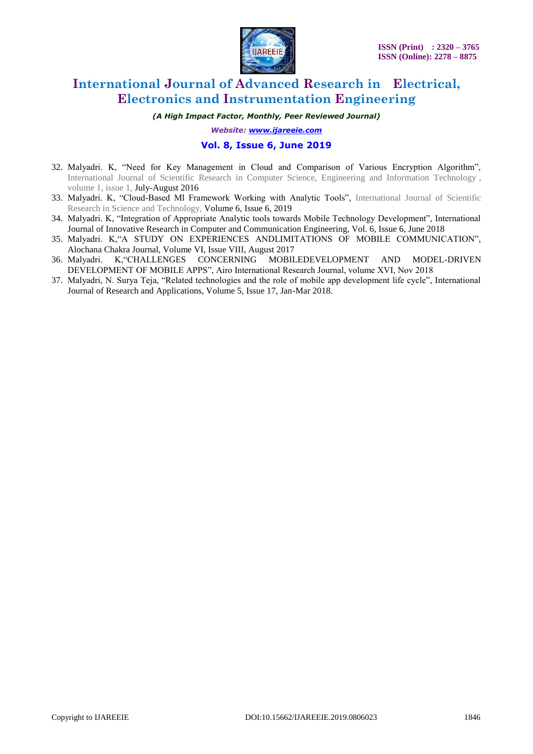32. Malyadri. K, “Need for Key Management in Cloud and Comparison of Various Encryption Algorithm”, International Journal of Scientific Research in Computer Science, Engineering and Information Technology , volume 1, issue 1, July-August 2016
33. Malyadri. K, “Cloud-Based Ml Framework Working with Analytic Tools”, International Journal of Scientific Research in Science and Technology, Volume 6, Issue 6, 2019
34. Malyadri. K, “Integration of Appropriate Analytic tools towards Mobile Technology Development”, International Journal of Innovative Research in Computer and Communication Engineering, Vol. 6, Issue 6, June 2018
35. Malyadri. K,“A STUDY ON EXPERIENCES ANDLIMITATIONS OF MOBILE COMMUNICATION”, Alochana Chakra Journal, Volume VI, Issue VIII, August 2017
36. Malyadri. K,“CHALLENGES CONCERNING MOBILEDEVELOPMENT AND MODEL-DRIVEN DEVELOPMENT OF MOBILE APPS”, Airo International Research Journal, volume XVI, Nov 2018
37. Malyadri, N. Surya Teja, “Related technologies and the role of mobile app development life cycle”, International Journal of Research and Applications, Volume 5, Issue 17, Jan-Mar 2018.